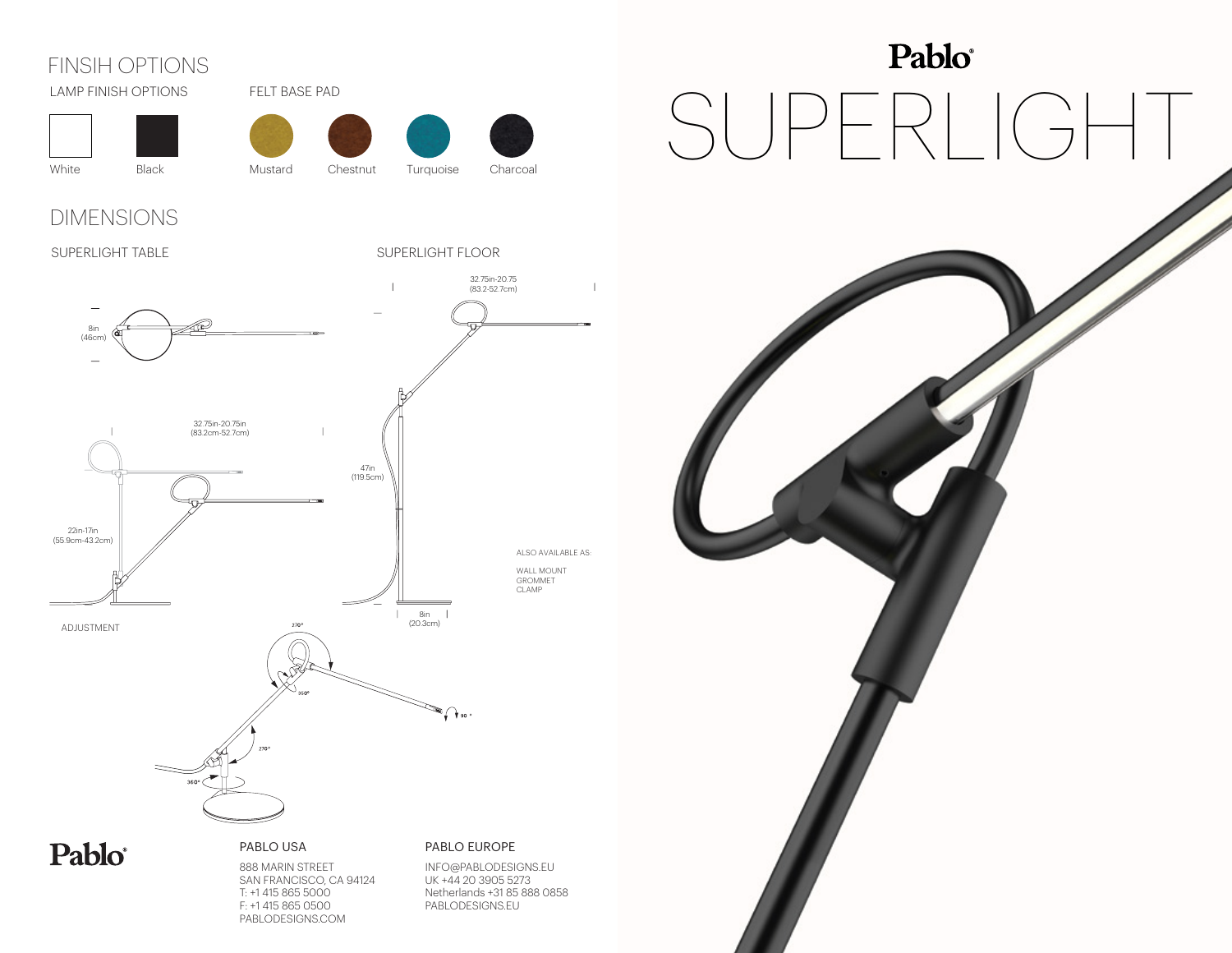# Pablo

# SUPERLIGHT

## FINSIH OPTIONS

### LAMP FINISH OPTIONS

- White
- Black

### FELT BASE PAD

- Mustard
- Chestnut
- Turquoise
- Charcoal

## DIMENSIONS

### SUPERLIGHT TABLE

8in (46cm)

32.75in-20.75in (83.2cm-52.7cm)

22in-17in (55.9cm-43.2cm)

### SUPERLIGHT FLOOR

32.75in-20.75 (83.2-52.7cm)

47in (119.5cm)

8in (20.3cm)

ALSO AVAILABLE AS:

WALL MOUNT
GROMMET
CLAMP

### ADJUSTMENT

270°
350°
90°
270°
360°

**Pablo**

**PABLO USA**

888 MARIN STREET
SAN FRANCISCO, CA 94124
T: +1 415 865 5000
F: +1 415 865 0500
PABLODESIGNS.COM

**PABLO EUROPE**

INFO@PABLODESIGNS.EU
UK +44 20 3905 5273
Netherlands +31 85 888 0858
PABLODESIGNS.EU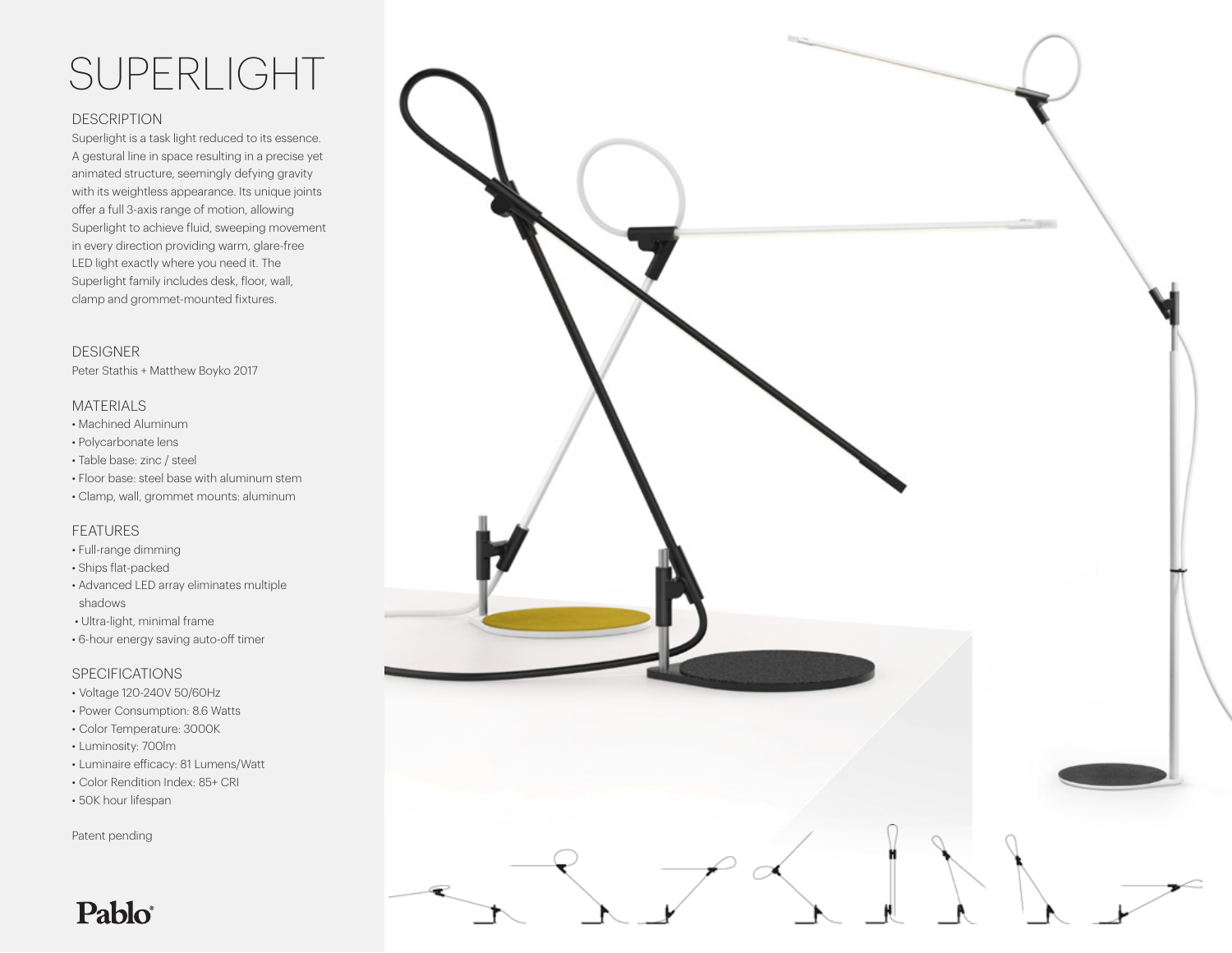# SUPERLIGHT

## DESCRIPTION

Superlight is a task light reduced to its essence. A gestural line in space resulting in a precise yet animated structure, seemingly defying gravity with its weightless appearance. Its unique joints offer a full 3-axis range of motion, allowing Superlight to achieve fluid, sweeping movement in every direction providing warm, glare-free LED light exactly where you need it. The Superlight family includes desk, floor, wall, clamp and grommet-mounted fixtures.

## DESIGNER

Peter Stathis + Matthew Boyko 2017

## MATERIALS

- Machined Aluminum
- Polycarbonate lens
- Table base: zinc / steel
- Floor base: steel base with aluminum stem
- Clamp, wall, grommet mounts: aluminum

## FEATURES

- Full-range dimming
- Ships flat-packed
- Advanced LED array eliminates multiple shadows
- Ultra-light, minimal frame
- 6-hour energy saving auto-off timer

## SPECIFICATIONS

- Voltage 120-240V 50/60Hz
- Power Consumption: 8.6 Watts
- Color Temperature: 3000K
- Luminosity: 700lm
- Luminaire efficacy: 81 Lumens/Watt
- Color Rendition Index: 85+ CRI
- 50K hour lifespan

Patent pending

**Pablo®**